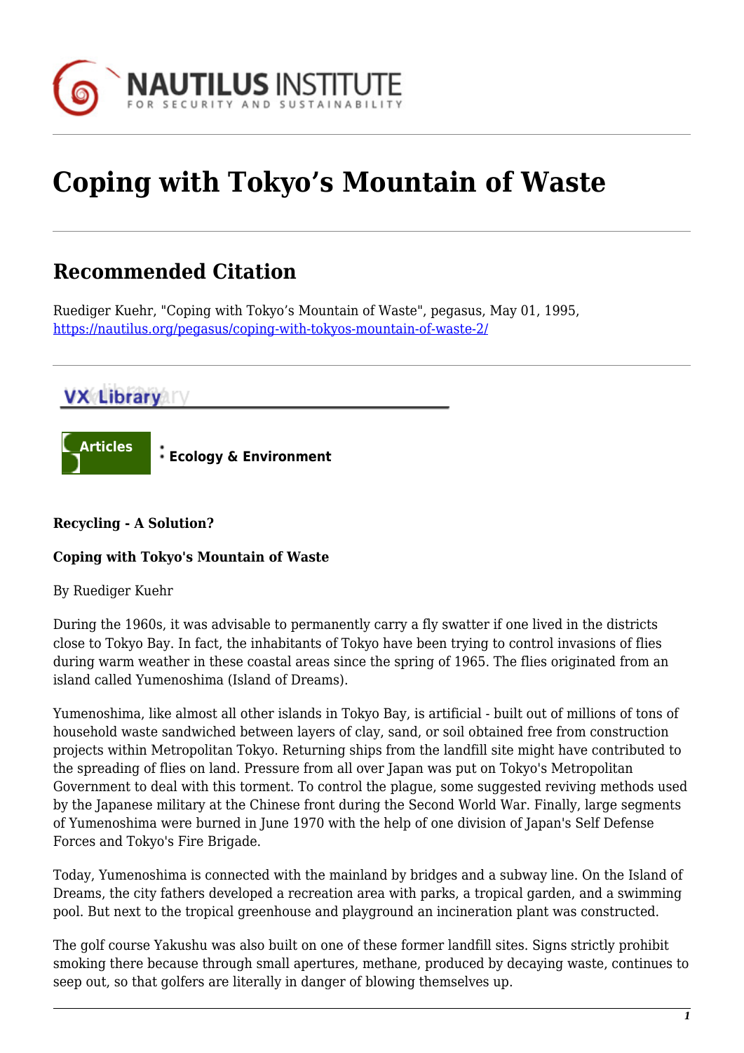# Coping with Tokyo's Mountain of Waste

## Recommended Citation

Ruediger Kuehr, "Coping with Tokyo's Mountain of Waste", pegasus, May 01, 1995, https://nautilus.org/pegasus/coping-with-tokyos-mountain-of-waste-2/

VX Library

Articles : Ecology & Environment

**Recycling - A Solution?**

**Coping with Tokyo's Mountain of Waste**

By Ruediger Kuehr

During the 1960s, it was advisable to permanently carry a fly swatter if one lived in the districts close to Tokyo Bay. In fact, the inhabitants of Tokyo have been trying to control invasions of flies during warm weather in these coastal areas since the spring of 1965. The flies originated from an island called Yumenoshima (Island of Dreams).

Yumenoshima, like almost all other islands in Tokyo Bay, is artificial - built out of millions of tons of household waste sandwiched between layers of clay, sand, or soil obtained free from construction projects within Metropolitan Tokyo. Returning ships from the landfill site might have contributed to the spreading of flies on land. Pressure from all over Japan was put on Tokyo's Metropolitan Government to deal with this torment. To control the plague, some suggested reviving methods used by the Japanese military at the Chinese front during the Second World War. Finally, large segments of Yumenoshima were burned in June 1970 with the help of one division of Japan's Self Defense Forces and Tokyo's Fire Brigade.

Today, Yumenoshima is connected with the mainland by bridges and a subway line. On the Island of Dreams, the city fathers developed a recreation area with parks, a tropical garden, and a swimming pool. But next to the tropical greenhouse and playground an incineration plant was constructed.

The golf course Yakushu was also built on one of these former landfill sites. Signs strictly prohibit smoking there because through small apertures, methane, produced by decaying waste, continues to seep out, so that golfers are literally in danger of blowing themselves up.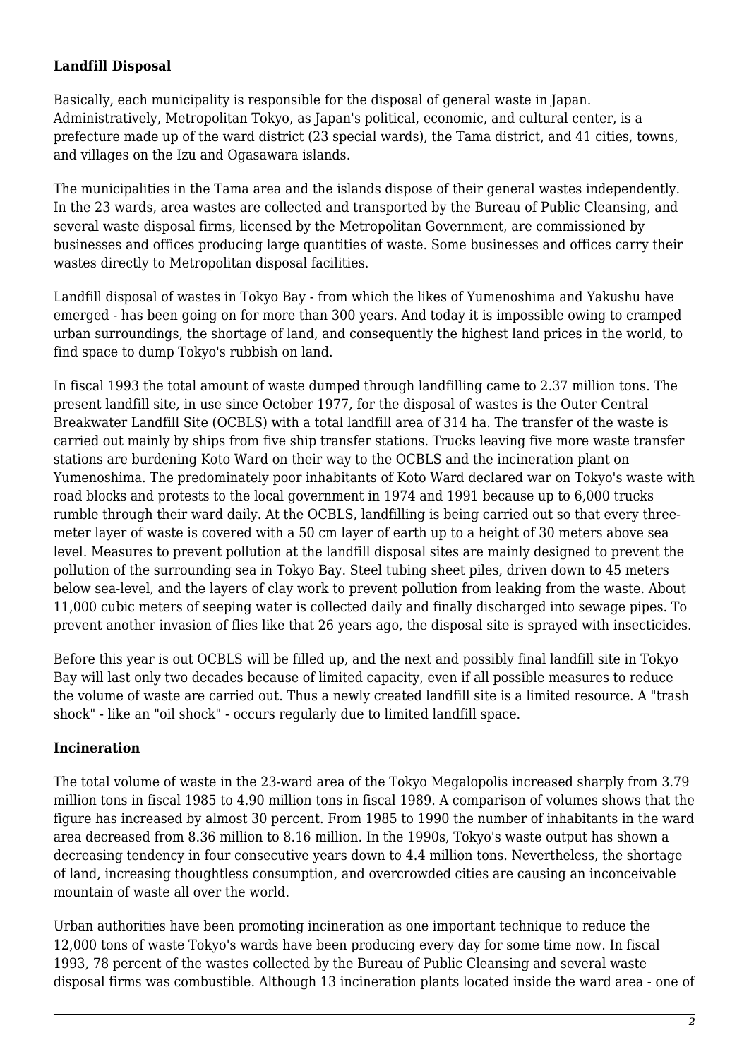### Landfill Disposal

Basically, each municipality is responsible for the disposal of general waste in Japan. Administratively, Metropolitan Tokyo, as Japan's political, economic, and cultural center, is a prefecture made up of the ward district (23 special wards), the Tama district, and 41 cities, towns, and villages on the Izu and Ogasawara islands.

The municipalities in the Tama area and the islands dispose of their general wastes independently. In the 23 wards, area wastes are collected and transported by the Bureau of Public Cleansing, and several waste disposal firms, licensed by the Metropolitan Government, are commissioned by businesses and offices producing large quantities of waste. Some businesses and offices carry their wastes directly to Metropolitan disposal facilities.

Landfill disposal of wastes in Tokyo Bay - from which the likes of Yumenoshima and Yakushu have emerged - has been going on for more than 300 years. And today it is impossible owing to cramped urban surroundings, the shortage of land, and consequently the highest land prices in the world, to find space to dump Tokyo's rubbish on land.

In fiscal 1993 the total amount of waste dumped through landfilling came to 2.37 million tons. The present landfill site, in use since October 1977, for the disposal of wastes is the Outer Central Breakwater Landfill Site (OCBLS) with a total landfill area of 314 ha. The transfer of the waste is carried out mainly by ships from five ship transfer stations. Trucks leaving five more waste transfer stations are burdening Koto Ward on their way to the OCBLS and the incineration plant on Yumenoshima. The predominately poor inhabitants of Koto Ward declared war on Tokyo's waste with road blocks and protests to the local government in 1974 and 1991 because up to 6,000 trucks rumble through their ward daily. At the OCBLS, landfilling is being carried out so that every three-meter layer of waste is covered with a 50 cm layer of earth up to a height of 30 meters above sea level. Measures to prevent pollution at the landfill disposal sites are mainly designed to prevent the pollution of the surrounding sea in Tokyo Bay. Steel tubing sheet piles, driven down to 45 meters below sea-level, and the layers of clay work to prevent pollution from leaking from the waste. About 11,000 cubic meters of seeping water is collected daily and finally discharged into sewage pipes. To prevent another invasion of flies like that 26 years ago, the disposal site is sprayed with insecticides.

Before this year is out OCBLS will be filled up, and the next and possibly final landfill site in Tokyo Bay will last only two decades because of limited capacity, even if all possible measures to reduce the volume of waste are carried out. Thus a newly created landfill site is a limited resource. A "trash shock" - like an "oil shock" - occurs regularly due to limited landfill space.

### Incineration

The total volume of waste in the 23-ward area of the Tokyo Megalopolis increased sharply from 3.79 million tons in fiscal 1985 to 4.90 million tons in fiscal 1989. A comparison of volumes shows that the figure has increased by almost 30 percent. From 1985 to 1990 the number of inhabitants in the ward area decreased from 8.36 million to 8.16 million. In the 1990s, Tokyo's waste output has shown a decreasing tendency in four consecutive years down to 4.4 million tons. Nevertheless, the shortage of land, increasing thoughtless consumption, and overcrowded cities are causing an inconceivable mountain of waste all over the world.

Urban authorities have been promoting incineration as one important technique to reduce the 12,000 tons of waste Tokyo's wards have been producing every day for some time now. In fiscal 1993, 78 percent of the wastes collected by the Bureau of Public Cleansing and several waste disposal firms was combustible. Although 13 incineration plants located inside the ward area - one of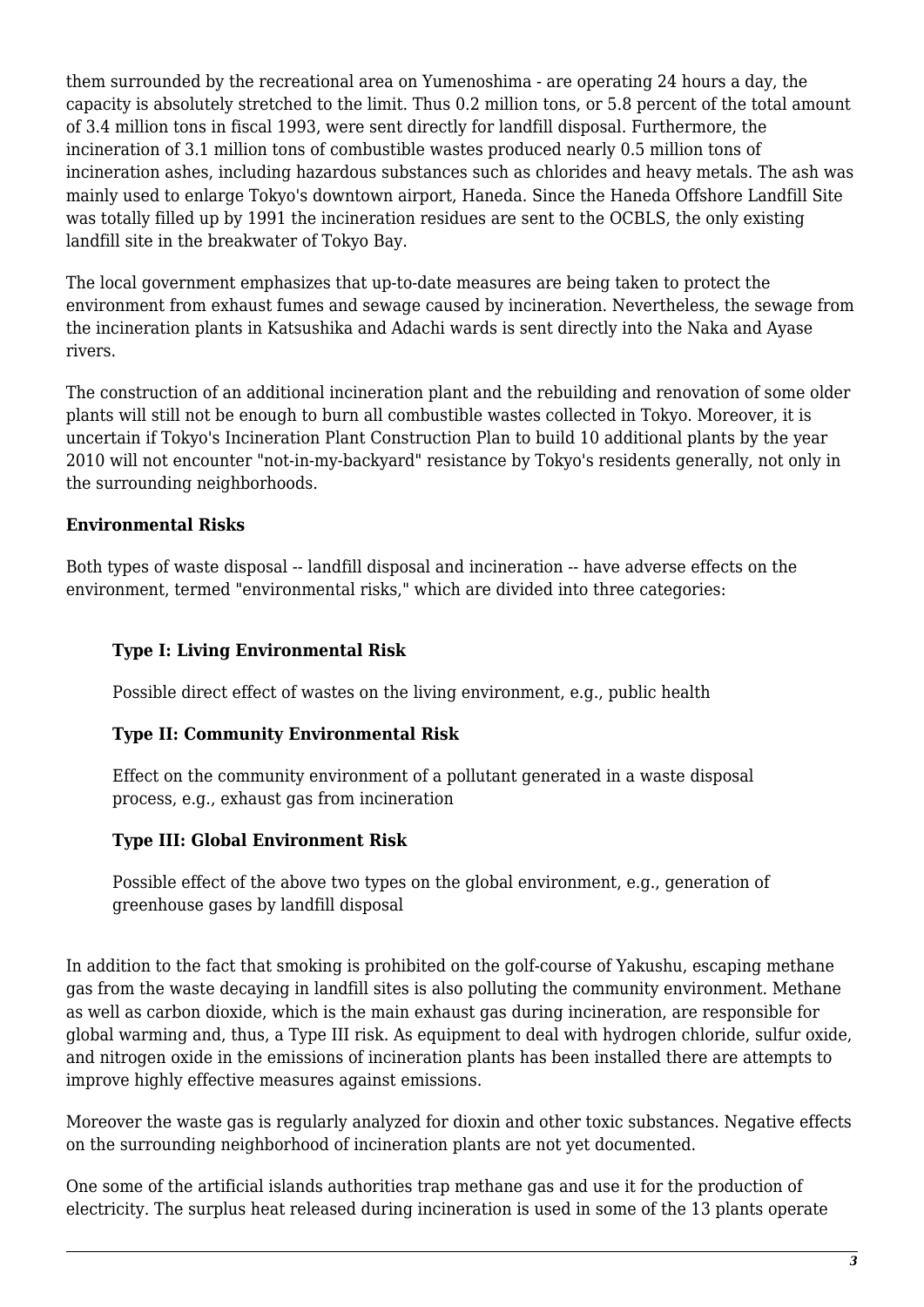them surrounded by the recreational area on Yumenoshima - are operating 24 hours a day, the capacity is absolutely stretched to the limit. Thus 0.2 million tons, or 5.8 percent of the total amount of 3.4 million tons in fiscal 1993, were sent directly for landfill disposal. Furthermore, the incineration of 3.1 million tons of combustible wastes produced nearly 0.5 million tons of incineration ashes, including hazardous substances such as chlorides and heavy metals. The ash was mainly used to enlarge Tokyo's downtown airport, Haneda. Since the Haneda Offshore Landfill Site was totally filled up by 1991 the incineration residues are sent to the OCBLS, the only existing landfill site in the breakwater of Tokyo Bay.

The local government emphasizes that up-to-date measures are being taken to protect the environment from exhaust fumes and sewage caused by incineration. Nevertheless, the sewage from the incineration plants in Katsushika and Adachi wards is sent directly into the Naka and Ayase rivers.

The construction of an additional incineration plant and the rebuilding and renovation of some older plants will still not be enough to burn all combustible wastes collected in Tokyo. Moreover, it is uncertain if Tokyo's Incineration Plant Construction Plan to build 10 additional plants by the year 2010 will not encounter "not-in-my-backyard" resistance by Tokyo's residents generally, not only in the surrounding neighborhoods.

**Environmental Risks**

Both types of waste disposal -- landfill disposal and incineration -- have adverse effects on the environment, termed "environmental risks," which are divided into three categories:

> **Type I: Living Environmental Risk**
>
> Possible direct effect of wastes on the living environment, e.g., public health
>
> **Type II: Community Environmental Risk**
>
> Effect on the community environment of a pollutant generated in a waste disposal process, e.g., exhaust gas from incineration
>
> **Type III: Global Environment Risk**
>
> Possible effect of the above two types on the global environment, e.g., generation of greenhouse gases by landfill disposal

In addition to the fact that smoking is prohibited on the golf-course of Yakushu, escaping methane gas from the waste decaying in landfill sites is also polluting the community environment. Methane as well as carbon dioxide, which is the main exhaust gas during incineration, are responsible for global warming and, thus, a Type III risk. As equipment to deal with hydrogen chloride, sulfur oxide, and nitrogen oxide in the emissions of incineration plants has been installed there are attempts to improve highly effective measures against emissions.

Moreover the waste gas is regularly analyzed for dioxin and other toxic substances. Negative effects on the surrounding neighborhood of incineration plants are not yet documented.

One some of the artificial islands authorities trap methane gas and use it for the production of electricity. The surplus heat released during incineration is used in some of the 13 plants operate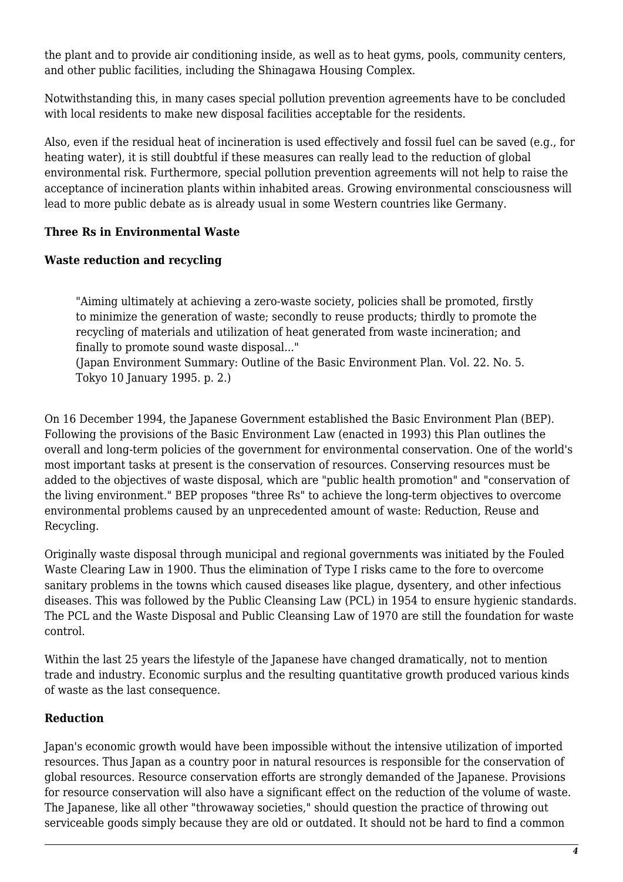the plant and to provide air conditioning inside, as well as to heat gyms, pools, community centers, and other public facilities, including the Shinagawa Housing Complex.

Notwithstanding this, in many cases special pollution prevention agreements have to be concluded with local residents to make new disposal facilities acceptable for the residents.

Also, even if the residual heat of incineration is used effectively and fossil fuel can be saved (e.g., for heating water), it is still doubtful if these measures can really lead to the reduction of global environmental risk. Furthermore, special pollution prevention agreements will not help to raise the acceptance of incineration plants within inhabited areas. Growing environmental consciousness will lead to more public debate as is already usual in some Western countries like Germany.

**Three Rs in Environmental Waste**

**Waste reduction and recycling**

> "Aiming ultimately at achieving a zero-waste society, policies shall be promoted, firstly to minimize the generation of waste; secondly to reuse products; thirdly to promote the recycling of materials and utilization of heat generated from waste incineration; and finally to promote sound waste disposal..."
> (Japan Environment Summary: Outline of the Basic Environment Plan. Vol. 22. No. 5. Tokyo 10 January 1995. p. 2.)

On 16 December 1994, the Japanese Government established the Basic Environment Plan (BEP). Following the provisions of the Basic Environment Law (enacted in 1993) this Plan outlines the overall and long-term policies of the government for environmental conservation. One of the world's most important tasks at present is the conservation of resources. Conserving resources must be added to the objectives of waste disposal, which are "public health promotion" and "conservation of the living environment." BEP proposes "three Rs" to achieve the long-term objectives to overcome environmental problems caused by an unprecedented amount of waste: Reduction, Reuse and Recycling.

Originally waste disposal through municipal and regional governments was initiated by the Fouled Waste Clearing Law in 1900. Thus the elimination of Type I risks came to the fore to overcome sanitary problems in the towns which caused diseases like plague, dysentery, and other infectious diseases. This was followed by the Public Cleansing Law (PCL) in 1954 to ensure hygienic standards. The PCL and the Waste Disposal and Public Cleansing Law of 1970 are still the foundation for waste control.

Within the last 25 years the lifestyle of the Japanese have changed dramatically, not to mention trade and industry. Economic surplus and the resulting quantitative growth produced various kinds of waste as the last consequence.

**Reduction**

Japan's economic growth would have been impossible without the intensive utilization of imported resources. Thus Japan as a country poor in natural resources is responsible for the conservation of global resources. Resource conservation efforts are strongly demanded of the Japanese. Provisions for resource conservation will also have a significant effect on the reduction of the volume of waste. The Japanese, like all other "throwaway societies," should question the practice of throwing out serviceable goods simply because they are old or outdated. It should not be hard to find a common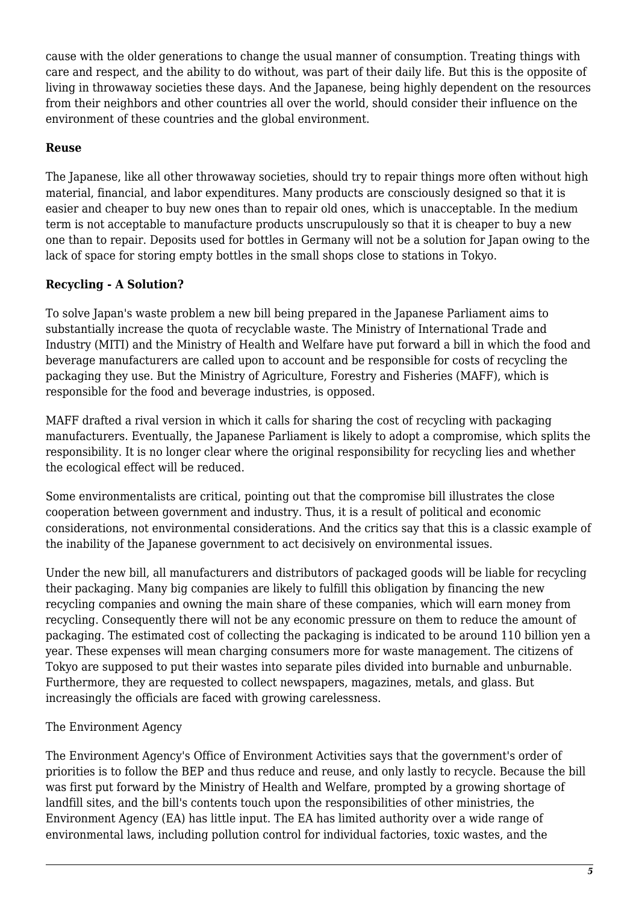cause with the older generations to change the usual manner of consumption. Treating things with care and respect, and the ability to do without, was part of their daily life. But this is the opposite of living in throwaway societies these days. And the Japanese, being highly dependent on the resources from their neighbors and other countries all over the world, should consider their influence on the environment of these countries and the global environment.

**Reuse**

The Japanese, like all other throwaway societies, should try to repair things more often without high material, financial, and labor expenditures. Many products are consciously designed so that it is easier and cheaper to buy new ones than to repair old ones, which is unacceptable. In the medium term is not acceptable to manufacture products unscrupulously so that it is cheaper to buy a new one than to repair. Deposits used for bottles in Germany will not be a solution for Japan owing to the lack of space for storing empty bottles in the small shops close to stations in Tokyo.

**Recycling - A Solution?**

To solve Japan's waste problem a new bill being prepared in the Japanese Parliament aims to substantially increase the quota of recyclable waste. The Ministry of International Trade and Industry (MITI) and the Ministry of Health and Welfare have put forward a bill in which the food and beverage manufacturers are called upon to account and be responsible for costs of recycling the packaging they use. But the Ministry of Agriculture, Forestry and Fisheries (MAFF), which is responsible for the food and beverage industries, is opposed.

MAFF drafted a rival version in which it calls for sharing the cost of recycling with packaging manufacturers. Eventually, the Japanese Parliament is likely to adopt a compromise, which splits the responsibility. It is no longer clear where the original responsibility for recycling lies and whether the ecological effect will be reduced.

Some environmentalists are critical, pointing out that the compromise bill illustrates the close cooperation between government and industry. Thus, it is a result of political and economic considerations, not environmental considerations. And the critics say that this is a classic example of the inability of the Japanese government to act decisively on environmental issues.

Under the new bill, all manufacturers and distributors of packaged goods will be liable for recycling their packaging. Many big companies are likely to fulfill this obligation by financing the new recycling companies and owning the main share of these companies, which will earn money from recycling. Consequently there will not be any economic pressure on them to reduce the amount of packaging. The estimated cost of collecting the packaging is indicated to be around 110 billion yen a year. These expenses will mean charging consumers more for waste management. The citizens of Tokyo are supposed to put their wastes into separate piles divided into burnable and unburnable. Furthermore, they are requested to collect newspapers, magazines, metals, and glass. But increasingly the officials are faced with growing carelessness.

The Environment Agency

The Environment Agency's Office of Environment Activities says that the government's order of priorities is to follow the BEP and thus reduce and reuse, and only lastly to recycle. Because the bill was first put forward by the Ministry of Health and Welfare, prompted by a growing shortage of landfill sites, and the bill's contents touch upon the responsibilities of other ministries, the Environment Agency (EA) has little input. The EA has limited authority over a wide range of environmental laws, including pollution control for individual factories, toxic wastes, and the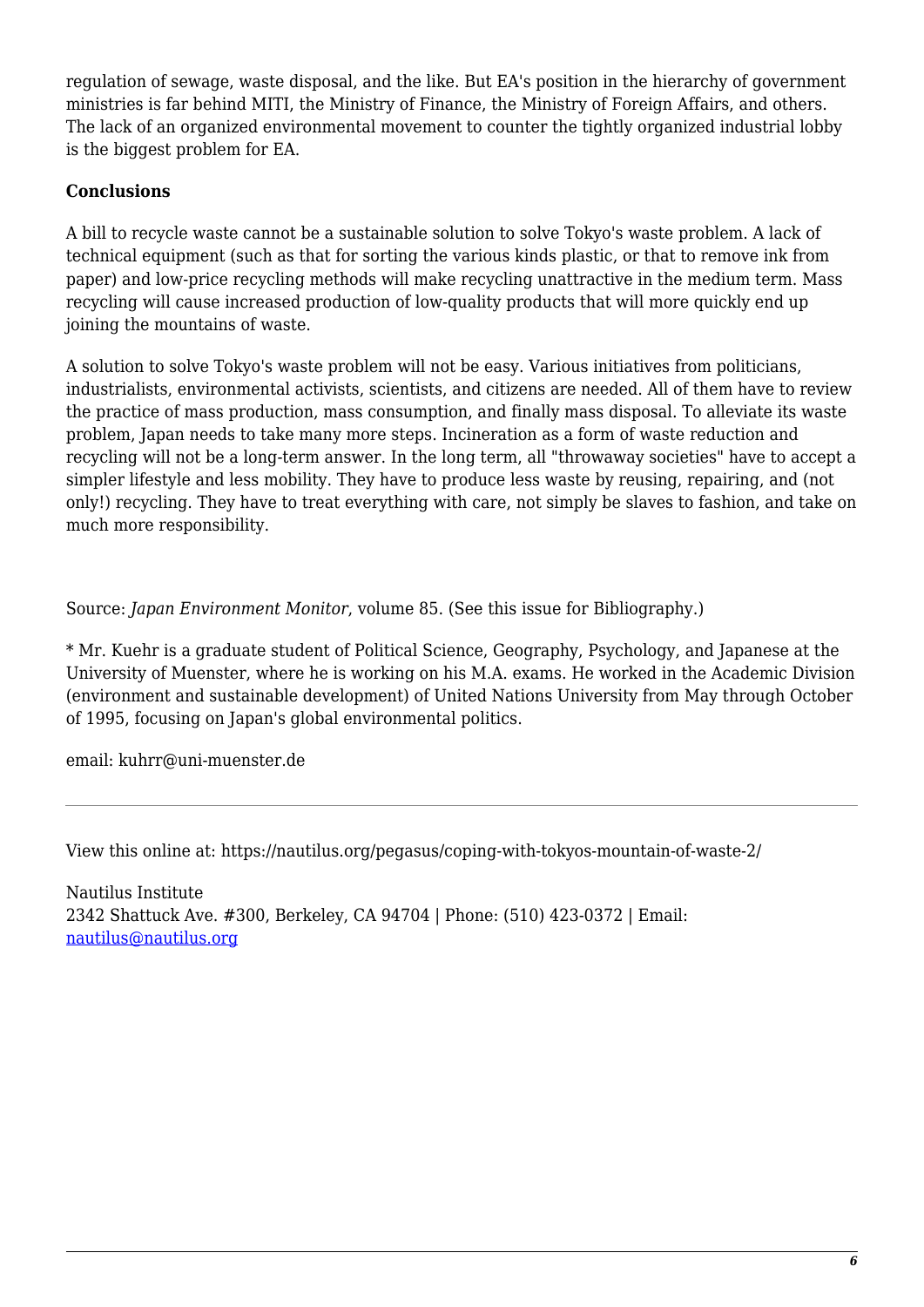regulation of sewage, waste disposal, and the like. But EA's position in the hierarchy of government ministries is far behind MITI, the Ministry of Finance, the Ministry of Foreign Affairs, and others. The lack of an organized environmental movement to counter the tightly organized industrial lobby is the biggest problem for EA.

**Conclusions**

A bill to recycle waste cannot be a sustainable solution to solve Tokyo's waste problem. A lack of technical equipment (such as that for sorting the various kinds plastic, or that to remove ink from paper) and low-price recycling methods will make recycling unattractive in the medium term. Mass recycling will cause increased production of low-quality products that will more quickly end up joining the mountains of waste.

A solution to solve Tokyo's waste problem will not be easy. Various initiatives from politicians, industrialists, environmental activists, scientists, and citizens are needed. All of them have to review the practice of mass production, mass consumption, and finally mass disposal. To alleviate its waste problem, Japan needs to take many more steps. Incineration as a form of waste reduction and recycling will not be a long-term answer. In the long term, all "throwaway societies" have to accept a simpler lifestyle and less mobility. They have to produce less waste by reusing, repairing, and (not only!) recycling. They have to treat everything with care, not simply be slaves to fashion, and take on much more responsibility.

Source: *Japan Environment Monitor*, volume 85. (See this issue for Bibliography.)

* Mr. Kuehr is a graduate student of Political Science, Geography, Psychology, and Japanese at the University of Muenster, where he is working on his M.A. exams. He worked in the Academic Division (environment and sustainable development) of United Nations University from May through October of 1995, focusing on Japan's global environmental politics.

email: kuhrr@uni-muenster.de

---

View this online at: https://nautilus.org/pegasus/coping-with-tokyos-mountain-of-waste-2/

Nautilus Institute
2342 Shattuck Ave. #300, Berkeley, CA 94704 | Phone: (510) 423-0372 | Email: nautilus@nautilus.org